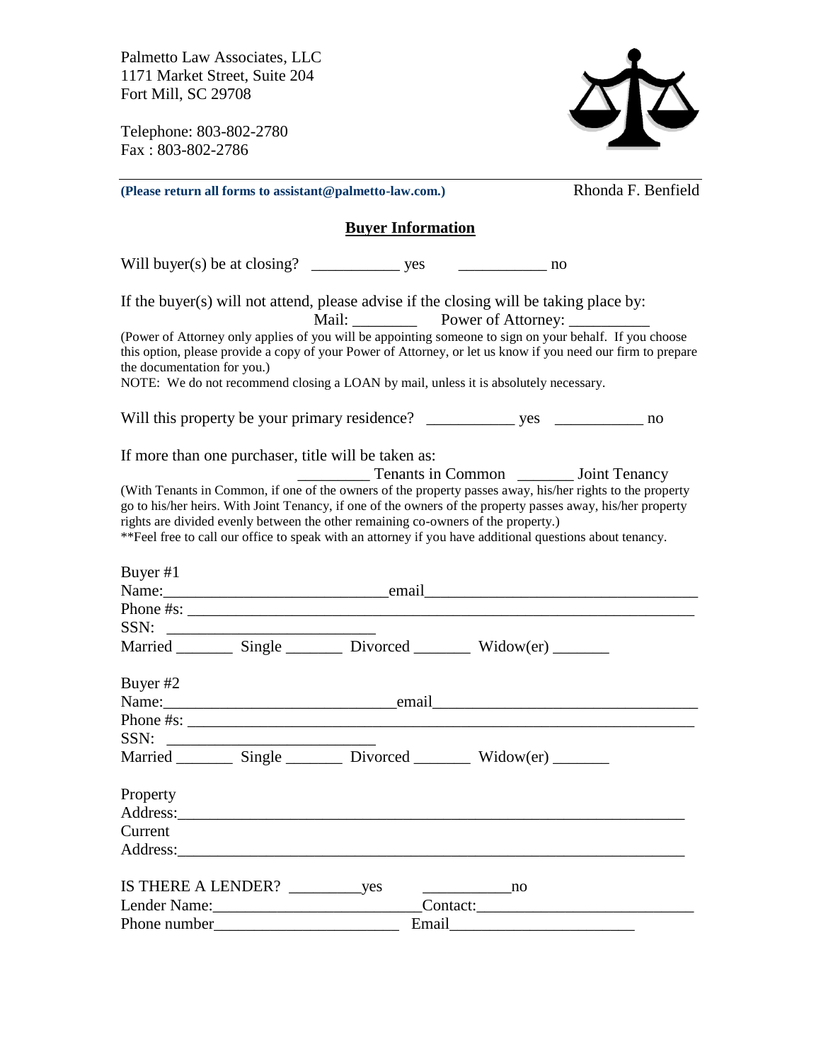Palmetto Law Associates, LLC
1171 Market Street, Suite 204
Fort Mill, SC 29708

Telephone: 803-802-2780
Fax : 803-802-2786

**(Please return all forms to assistant@palmetto-law.com.)** Rhonda F. Benfield

## Buyer Information

Will buyer(s) be at closing? ___________ yes ___________ no

If the buyer(s) will not attend, please advise if the closing will be taking place by:
Mail: ________ Power of Attorney: __________

(Power of Attorney only applies of you will be appointing someone to sign on your behalf. If you choose this option, please provide a copy of your Power of Attorney, or let us know if you need our firm to prepare the documentation for you.)
NOTE: We do not recommend closing a LOAN by mail, unless it is absolutely necessary.

Will this property be your primary residence? ___________ yes ___________ no

If more than one purchaser, title will be taken as:
_________ Tenants in Common _______ Joint Tenancy

(With Tenants in Common, if one of the owners of the property passes away, his/her rights to the property go to his/her heirs. With Joint Tenancy, if one of the owners of the property passes away, his/her property rights are divided evenly between the other remaining co-owners of the property.)
**Feel free to call our office to speak with an attorney if you have additional questions about tenancy.

Buyer #1
Name:___________________________email_________________________________
Phone #s: ________________________________________________________________
SSN: _________________________
Married _______ Single _______ Divorced _______ Widow(er) _______

Buyer #2
Name:____________________________email________________________________
Phone #s: ________________________________________________________________
SSN: _________________________
Married _______ Single _______ Divorced _______ Widow(er) _______

Property
Address:_______________________________________________________________
Current
Address:_______________________________________________________________

IS THERE A LENDER? _________yes ___________no
Lender Name:_________________________Contact:___________________________
Phone number_______________________ Email______________________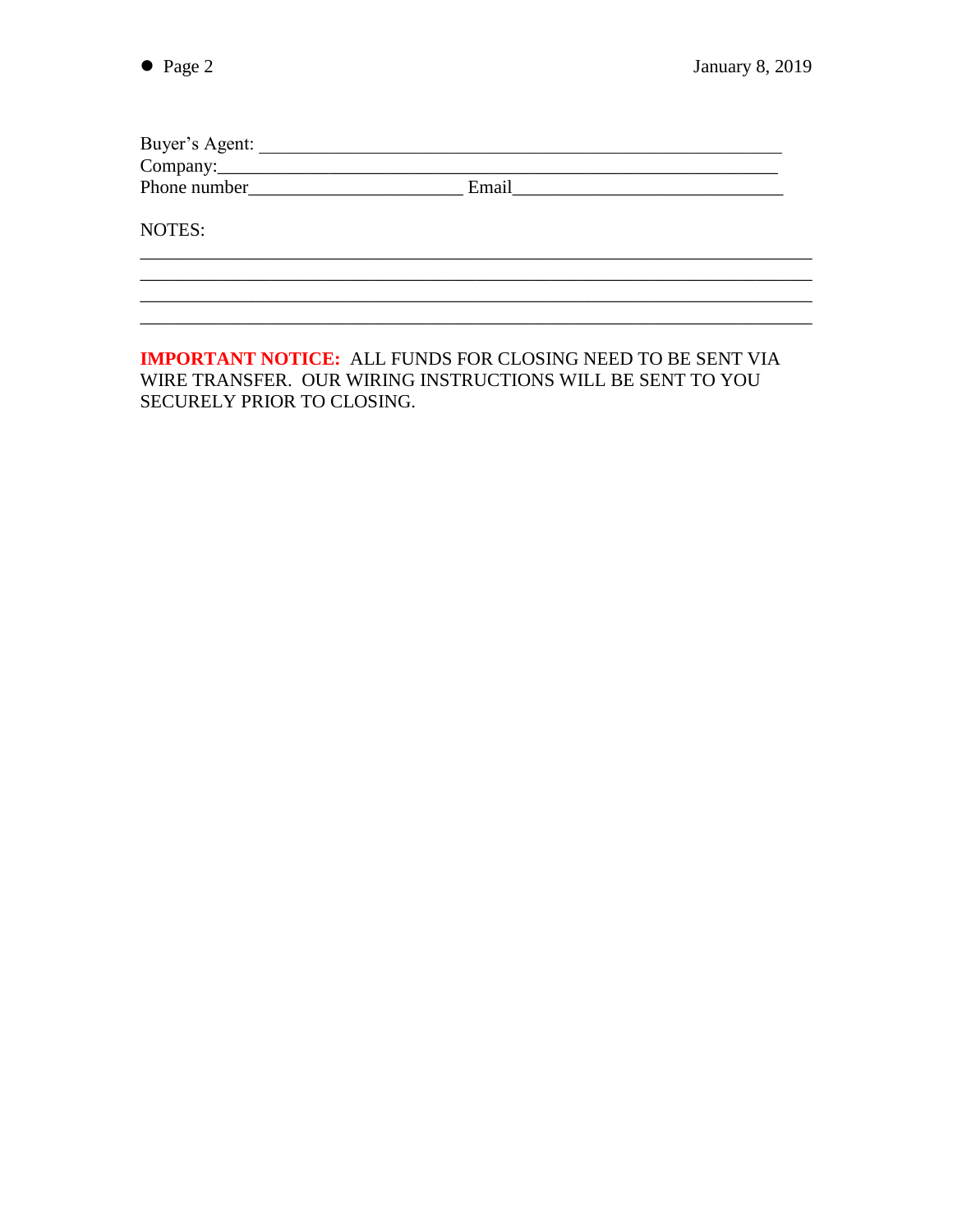Buyer's Agent: ____________________________________________________________
Company:_______________________________________________________________
Phone number______________________ Email____________________________

NOTES:
_____________________________________________________________________________
_____________________________________________________________________________
_____________________________________________________________________________
_____________________________________________________________________________

**IMPORTANT NOTICE:** ALL FUNDS FOR CLOSING NEED TO BE SENT VIA WIRE TRANSFER. OUR WIRING INSTRUCTIONS WILL BE SENT TO YOU SECURELY PRIOR TO CLOSING.